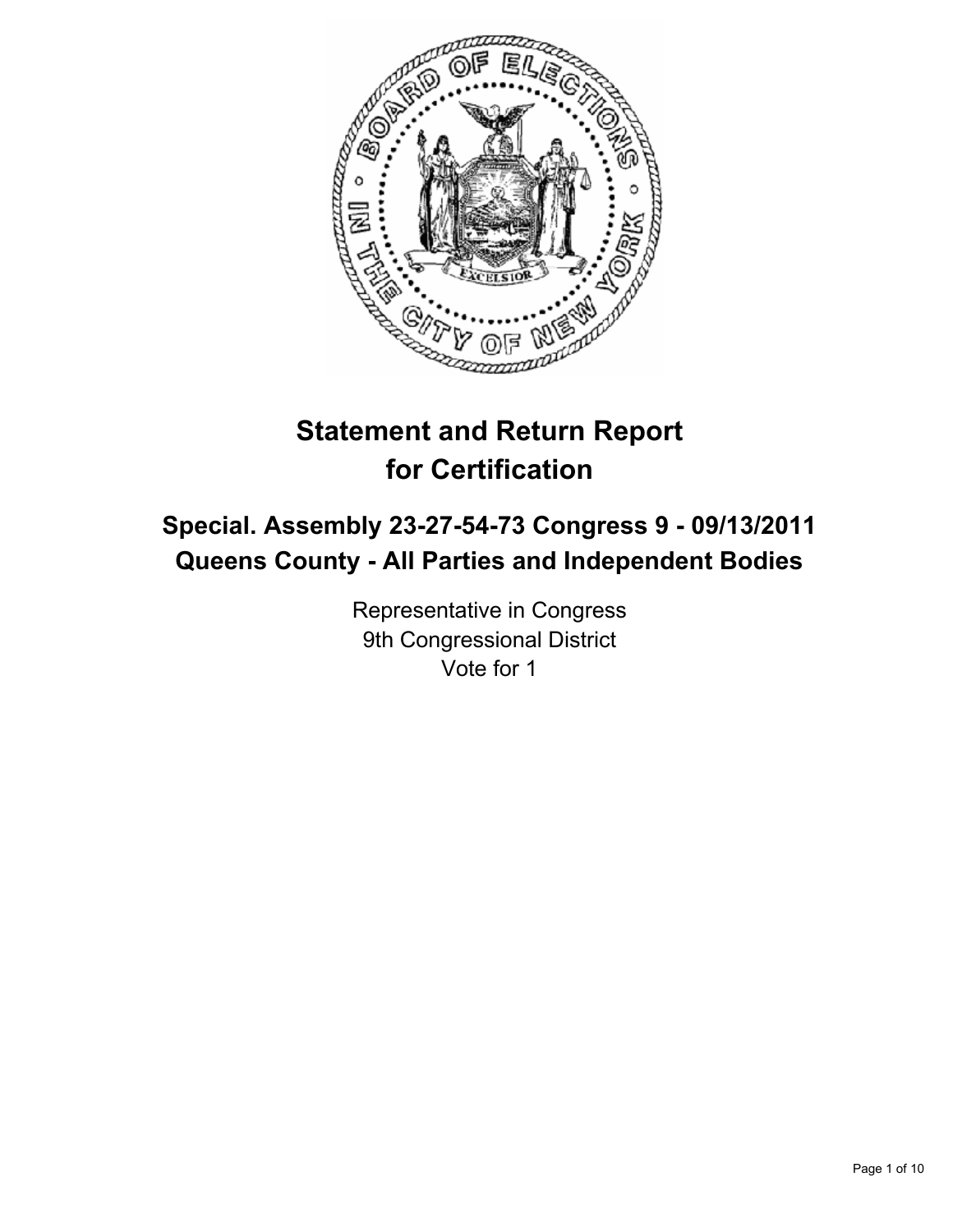# Statement and Return Report for Certification

## Special. Assembly 23-27-54-73 Congress 9 - 09/13/2011
## Queens County - All Parties and Independent Bodies

Representative in Congress
9th Congressional District
Vote for 1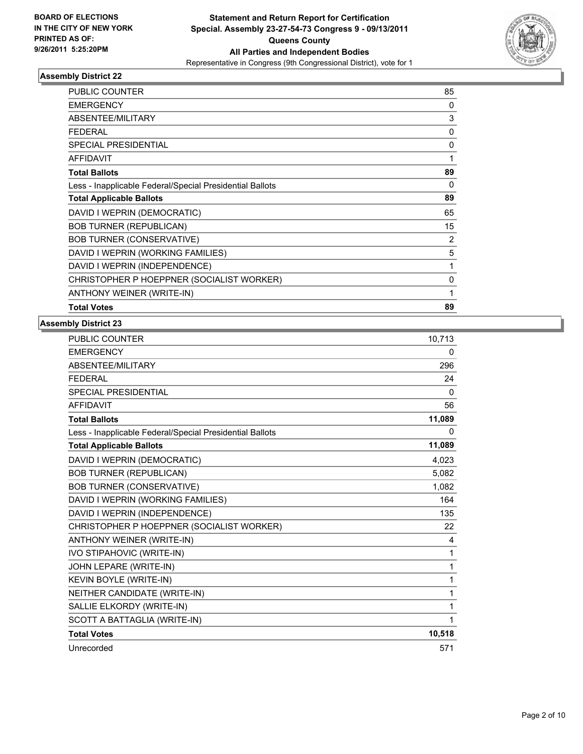**BOARD OF ELECTIONS IN THE CITY OF NEW YORK PRINTED AS OF: 9/26/2011 5:25:20PM**

**Statement and Return Report for Certification Special. Assembly 23-27-54-73 Congress 9 - 09/13/2011 Queens County All Parties and Independent Bodies**

Representative in Congress (9th Congressional District), vote for 1

## Assembly District 22

| | |
|---|---|
| PUBLIC COUNTER | 85 |
| EMERGENCY | 0 |
| ABSENTEE/MILITARY | 3 |
| FEDERAL | 0 |
| SPECIAL PRESIDENTIAL | 0 |
| AFFIDAVIT | 1 |
| **Total Ballots** | **89** |
| Less - Inapplicable Federal/Special Presidential Ballots | 0 |
| **Total Applicable Ballots** | **89** |
| DAVID I WEPRIN (DEMOCRATIC) | 65 |
| BOB TURNER (REPUBLICAN) | 15 |
| BOB TURNER (CONSERVATIVE) | 2 |
| DAVID I WEPRIN (WORKING FAMILIES) | 5 |
| DAVID I WEPRIN (INDEPENDENCE) | 1 |
| CHRISTOPHER P HOEPPNER (SOCIALIST WORKER) | 0 |
| ANTHONY WEINER (WRITE-IN) | 1 |
| **Total Votes** | **89** |

## Assembly District 23

| | |
|---|---|
| PUBLIC COUNTER | 10,713 |
| EMERGENCY | 0 |
| ABSENTEE/MILITARY | 296 |
| FEDERAL | 24 |
| SPECIAL PRESIDENTIAL | 0 |
| AFFIDAVIT | 56 |
| **Total Ballots** | **11,089** |
| Less - Inapplicable Federal/Special Presidential Ballots | 0 |
| **Total Applicable Ballots** | **11,089** |
| DAVID I WEPRIN (DEMOCRATIC) | 4,023 |
| BOB TURNER (REPUBLICAN) | 5,082 |
| BOB TURNER (CONSERVATIVE) | 1,082 |
| DAVID I WEPRIN (WORKING FAMILIES) | 164 |
| DAVID I WEPRIN (INDEPENDENCE) | 135 |
| CHRISTOPHER P HOEPPNER (SOCIALIST WORKER) | 22 |
| ANTHONY WEINER (WRITE-IN) | 4 |
| IVO STIPAHOVIC (WRITE-IN) | 1 |
| JOHN LEPARE (WRITE-IN) | 1 |
| KEVIN BOYLE (WRITE-IN) | 1 |
| NEITHER CANDIDATE (WRITE-IN) | 1 |
| SALLIE ELKORDY (WRITE-IN) | 1 |
| SCOTT A BATTAGLIA (WRITE-IN) | 1 |
| **Total Votes** | **10,518** |
| Unrecorded | 571 |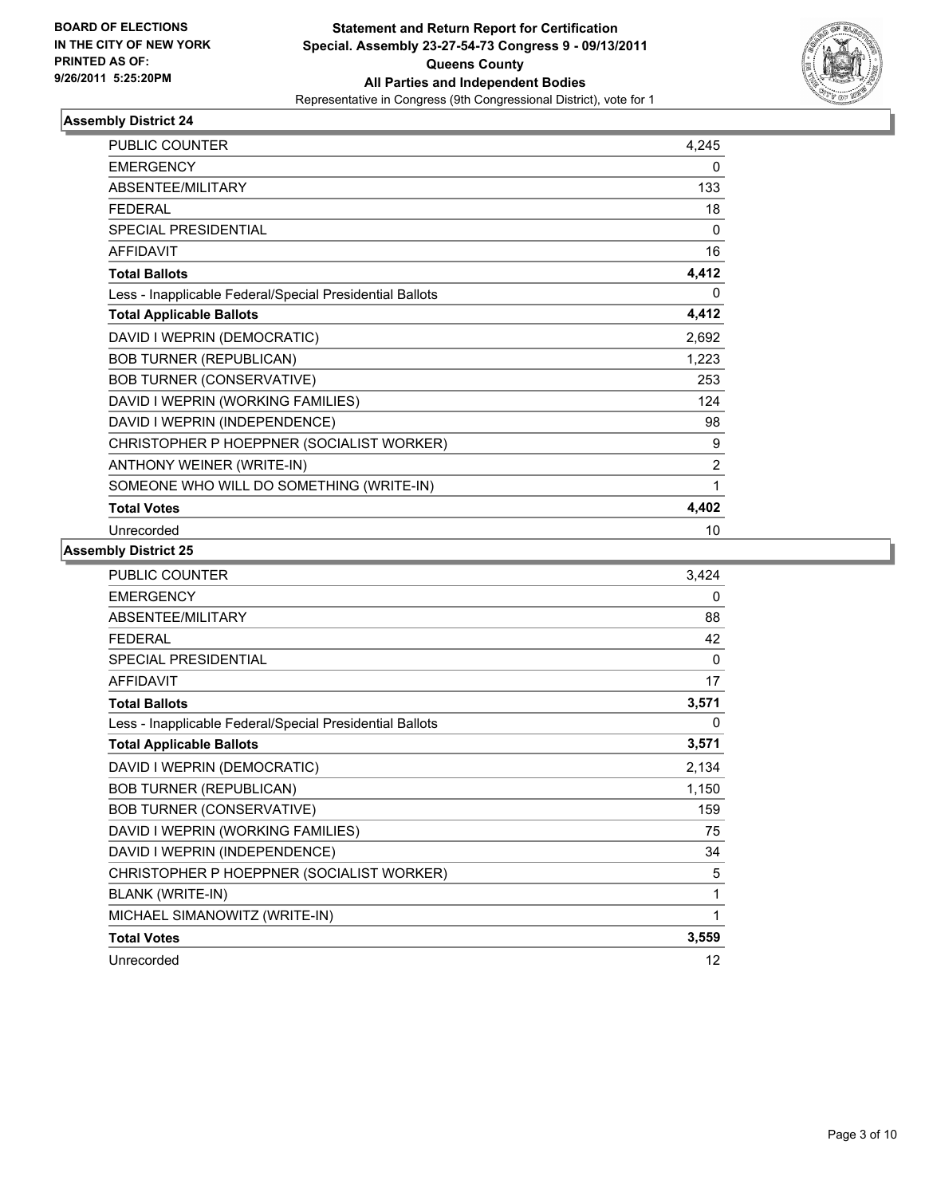BOARD OF ELECTIONS
IN THE CITY OF NEW YORK
PRINTED AS OF:
9/26/2011 5:25:20PM

**Statement and Return Report for Certification**
**Special. Assembly 23-27-54-73 Congress 9 - 09/13/2011**
**Queens County**
**All Parties and Independent Bodies**
Representative in Congress (9th Congressional District), vote for 1

### Assembly District 24

| | |
|---|---|
| PUBLIC COUNTER | 4,245 |
| EMERGENCY | 0 |
| ABSENTEE/MILITARY | 133 |
| FEDERAL | 18 |
| SPECIAL PRESIDENTIAL | 0 |
| AFFIDAVIT | 16 |
| **Total Ballots** | **4,412** |
| Less - Inapplicable Federal/Special Presidential Ballots | 0 |
| **Total Applicable Ballots** | **4,412** |
| DAVID I WEPRIN (DEMOCRATIC) | 2,692 |
| BOB TURNER (REPUBLICAN) | 1,223 |
| BOB TURNER (CONSERVATIVE) | 253 |
| DAVID I WEPRIN (WORKING FAMILIES) | 124 |
| DAVID I WEPRIN (INDEPENDENCE) | 98 |
| CHRISTOPHER P HOEPPNER (SOCIALIST WORKER) | 9 |
| ANTHONY WEINER (WRITE-IN) | 2 |
| SOMEONE WHO WILL DO SOMETHING (WRITE-IN) | 1 |
| **Total Votes** | **4,402** |
| Unrecorded | 10 |

### Assembly District 25

| | |
|---|---|
| PUBLIC COUNTER | 3,424 |
| EMERGENCY | 0 |
| ABSENTEE/MILITARY | 88 |
| FEDERAL | 42 |
| SPECIAL PRESIDENTIAL | 0 |
| AFFIDAVIT | 17 |
| **Total Ballots** | **3,571** |
| Less - Inapplicable Federal/Special Presidential Ballots | 0 |
| **Total Applicable Ballots** | **3,571** |
| DAVID I WEPRIN (DEMOCRATIC) | 2,134 |
| BOB TURNER (REPUBLICAN) | 1,150 |
| BOB TURNER (CONSERVATIVE) | 159 |
| DAVID I WEPRIN (WORKING FAMILIES) | 75 |
| DAVID I WEPRIN (INDEPENDENCE) | 34 |
| CHRISTOPHER P HOEPPNER (SOCIALIST WORKER) | 5 |
| BLANK (WRITE-IN) | 1 |
| MICHAEL SIMANOWITZ (WRITE-IN) | 1 |
| **Total Votes** | **3,559** |
| Unrecorded | 12 |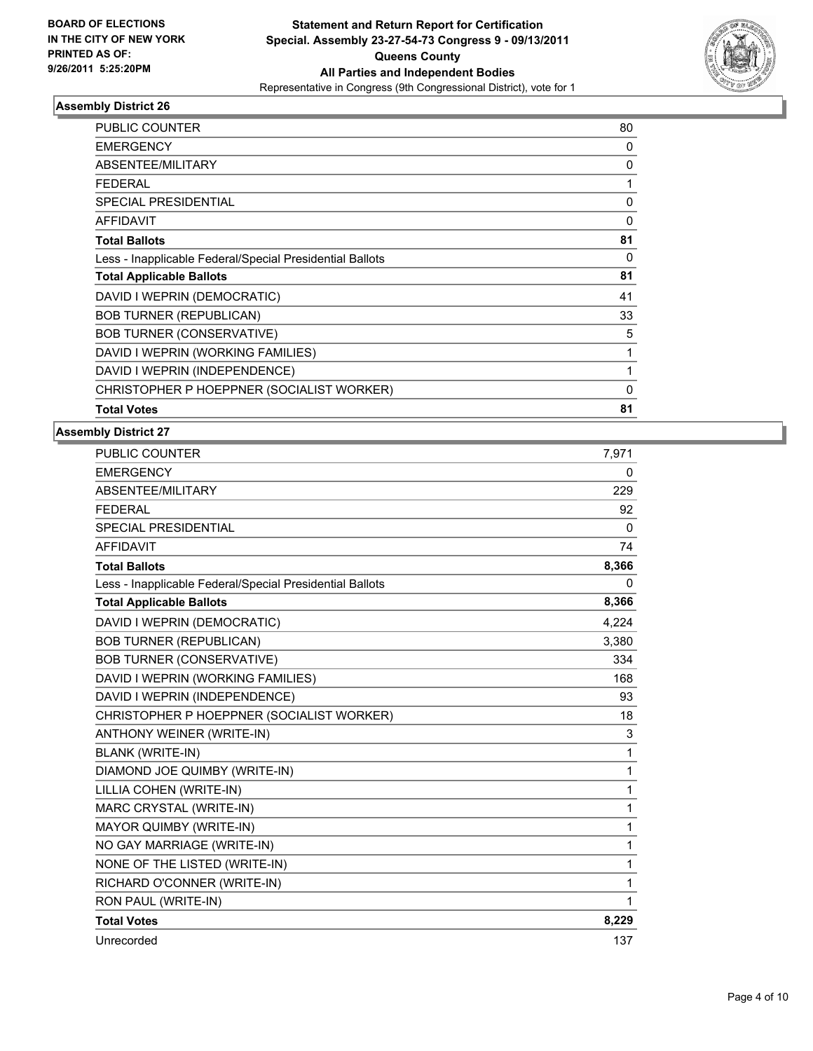**BOARD OF ELECTIONS IN THE CITY OF NEW YORK PRINTED AS OF: 9/26/2011 5:25:20PM**

**Statement and Return Report for Certification Special. Assembly 23-27-54-73 Congress 9 - 09/13/2011 Queens County All Parties and Independent Bodies**
Representative in Congress (9th Congressional District), vote for 1

## Assembly District 26

| | |
|---|---|
| PUBLIC COUNTER | 80 |
| EMERGENCY | 0 |
| ABSENTEE/MILITARY | 0 |
| FEDERAL | 1 |
| SPECIAL PRESIDENTIAL | 0 |
| AFFIDAVIT | 0 |
| **Total Ballots** | **81** |
| Less - Inapplicable Federal/Special Presidential Ballots | 0 |
| **Total Applicable Ballots** | **81** |
| DAVID I WEPRIN (DEMOCRATIC) | 41 |
| BOB TURNER (REPUBLICAN) | 33 |
| BOB TURNER (CONSERVATIVE) | 5 |
| DAVID I WEPRIN (WORKING FAMILIES) | 1 |
| DAVID I WEPRIN (INDEPENDENCE) | 1 |
| CHRISTOPHER P HOEPPNER (SOCIALIST WORKER) | 0 |
| **Total Votes** | **81** |

## Assembly District 27

| | |
|---|---|
| PUBLIC COUNTER | 7,971 |
| EMERGENCY | 0 |
| ABSENTEE/MILITARY | 229 |
| FEDERAL | 92 |
| SPECIAL PRESIDENTIAL | 0 |
| AFFIDAVIT | 74 |
| **Total Ballots** | **8,366** |
| Less - Inapplicable Federal/Special Presidential Ballots | 0 |
| **Total Applicable Ballots** | **8,366** |
| DAVID I WEPRIN (DEMOCRATIC) | 4,224 |
| BOB TURNER (REPUBLICAN) | 3,380 |
| BOB TURNER (CONSERVATIVE) | 334 |
| DAVID I WEPRIN (WORKING FAMILIES) | 168 |
| DAVID I WEPRIN (INDEPENDENCE) | 93 |
| CHRISTOPHER P HOEPPNER (SOCIALIST WORKER) | 18 |
| ANTHONY WEINER (WRITE-IN) | 3 |
| BLANK (WRITE-IN) | 1 |
| DIAMOND JOE QUIMBY (WRITE-IN) | 1 |
| LILLIA COHEN (WRITE-IN) | 1 |
| MARC CRYSTAL (WRITE-IN) | 1 |
| MAYOR QUIMBY (WRITE-IN) | 1 |
| NO GAY MARRIAGE (WRITE-IN) | 1 |
| NONE OF THE LISTED (WRITE-IN) | 1 |
| RICHARD O'CONNER (WRITE-IN) | 1 |
| RON PAUL (WRITE-IN) | 1 |
| **Total Votes** | **8,229** |
| Unrecorded | 137 |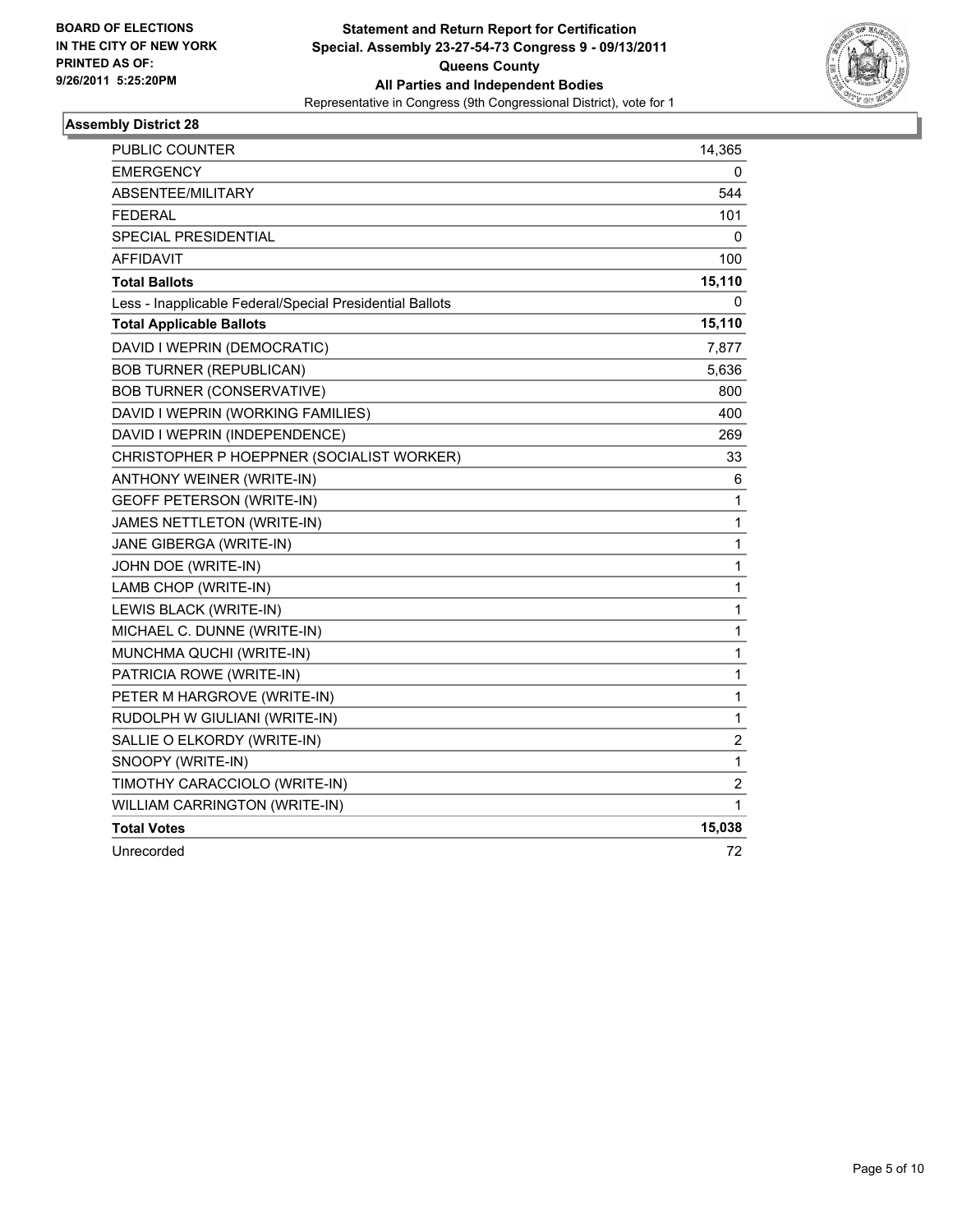**BOARD OF ELECTIONS IN THE CITY OF NEW YORK PRINTED AS OF: 9/26/2011 5:25:20PM**

**Statement and Return Report for Certification**
**Special. Assembly 23-27-54-73 Congress 9 - 09/13/2011**
**Queens County**
**All Parties and Independent Bodies**
Representative in Congress (9th Congressional District), vote for 1

## Assembly District 28

| | |
|---|---|
| PUBLIC COUNTER | 14,365 |
| EMERGENCY | 0 |
| ABSENTEE/MILITARY | 544 |
| FEDERAL | 101 |
| SPECIAL PRESIDENTIAL | 0 |
| AFFIDAVIT | 100 |
| **Total Ballots** | **15,110** |
| Less - Inapplicable Federal/Special Presidential Ballots | 0 |
| **Total Applicable Ballots** | **15,110** |
| DAVID I WEPRIN (DEMOCRATIC) | 7,877 |
| BOB TURNER (REPUBLICAN) | 5,636 |
| BOB TURNER (CONSERVATIVE) | 800 |
| DAVID I WEPRIN (WORKING FAMILIES) | 400 |
| DAVID I WEPRIN (INDEPENDENCE) | 269 |
| CHRISTOPHER P HOEPPNER (SOCIALIST WORKER) | 33 |
| ANTHONY WEINER (WRITE-IN) | 6 |
| GEOFF PETERSON (WRITE-IN) | 1 |
| JAMES NETTLETON (WRITE-IN) | 1 |
| JANE GIBERGA (WRITE-IN) | 1 |
| JOHN DOE (WRITE-IN) | 1 |
| LAMB CHOP (WRITE-IN) | 1 |
| LEWIS BLACK (WRITE-IN) | 1 |
| MICHAEL C. DUNNE (WRITE-IN) | 1 |
| MUNCHMA QUCHI (WRITE-IN) | 1 |
| PATRICIA ROWE (WRITE-IN) | 1 |
| PETER M HARGROVE (WRITE-IN) | 1 |
| RUDOLPH W GIULIANI (WRITE-IN) | 1 |
| SALLIE O ELKORDY (WRITE-IN) | 2 |
| SNOOPY (WRITE-IN) | 1 |
| TIMOTHY CARACCIOLO (WRITE-IN) | 2 |
| WILLIAM CARRINGTON (WRITE-IN) | 1 |
| **Total Votes** | **15,038** |
| Unrecorded | 72 |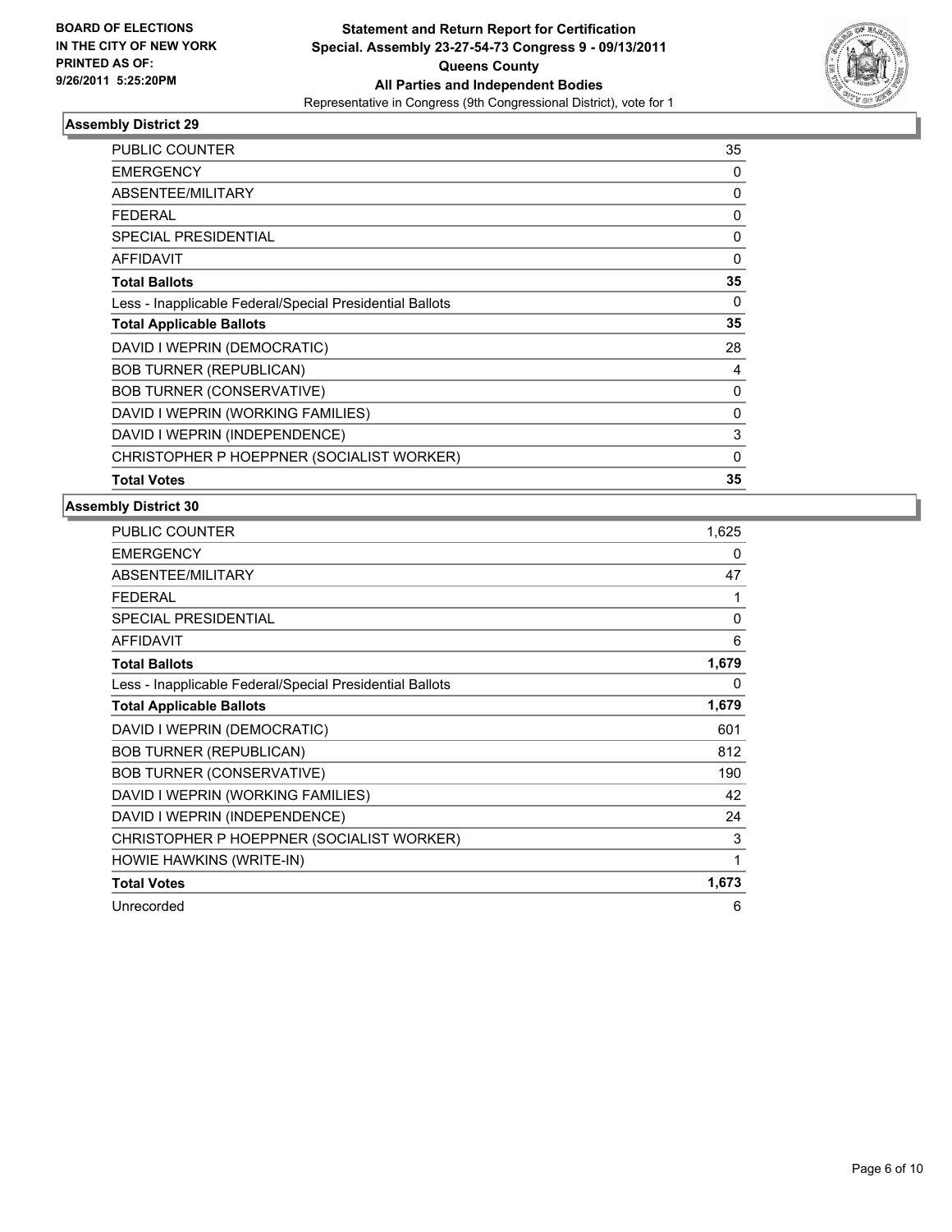**BOARD OF ELECTIONS IN THE CITY OF NEW YORK PRINTED AS OF: 9/26/2011 5:25:20PM**

**Statement and Return Report for Certification**
**Special. Assembly 23-27-54-73 Congress 9 - 09/13/2011**
**Queens County**
**All Parties and Independent Bodies**
Representative in Congress (9th Congressional District), vote for 1

## Assembly District 29

| | |
|---|---|
| PUBLIC COUNTER | 35 |
| EMERGENCY | 0 |
| ABSENTEE/MILITARY | 0 |
| FEDERAL | 0 |
| SPECIAL PRESIDENTIAL | 0 |
| AFFIDAVIT | 0 |
| **Total Ballots** | **35** |
| Less - Inapplicable Federal/Special Presidential Ballots | 0 |
| **Total Applicable Ballots** | **35** |
| DAVID I WEPRIN (DEMOCRATIC) | 28 |
| BOB TURNER (REPUBLICAN) | 4 |
| BOB TURNER (CONSERVATIVE) | 0 |
| DAVID I WEPRIN (WORKING FAMILIES) | 0 |
| DAVID I WEPRIN (INDEPENDENCE) | 3 |
| CHRISTOPHER P HOEPPNER (SOCIALIST WORKER) | 0 |
| **Total Votes** | **35** |

## Assembly District 30

| | |
|---|---|
| PUBLIC COUNTER | 1,625 |
| EMERGENCY | 0 |
| ABSENTEE/MILITARY | 47 |
| FEDERAL | 1 |
| SPECIAL PRESIDENTIAL | 0 |
| AFFIDAVIT | 6 |
| **Total Ballots** | **1,679** |
| Less - Inapplicable Federal/Special Presidential Ballots | 0 |
| **Total Applicable Ballots** | **1,679** |
| DAVID I WEPRIN (DEMOCRATIC) | 601 |
| BOB TURNER (REPUBLICAN) | 812 |
| BOB TURNER (CONSERVATIVE) | 190 |
| DAVID I WEPRIN (WORKING FAMILIES) | 42 |
| DAVID I WEPRIN (INDEPENDENCE) | 24 |
| CHRISTOPHER P HOEPPNER (SOCIALIST WORKER) | 3 |
| HOWIE HAWKINS (WRITE-IN) | 1 |
| **Total Votes** | **1,673** |
| Unrecorded | 6 |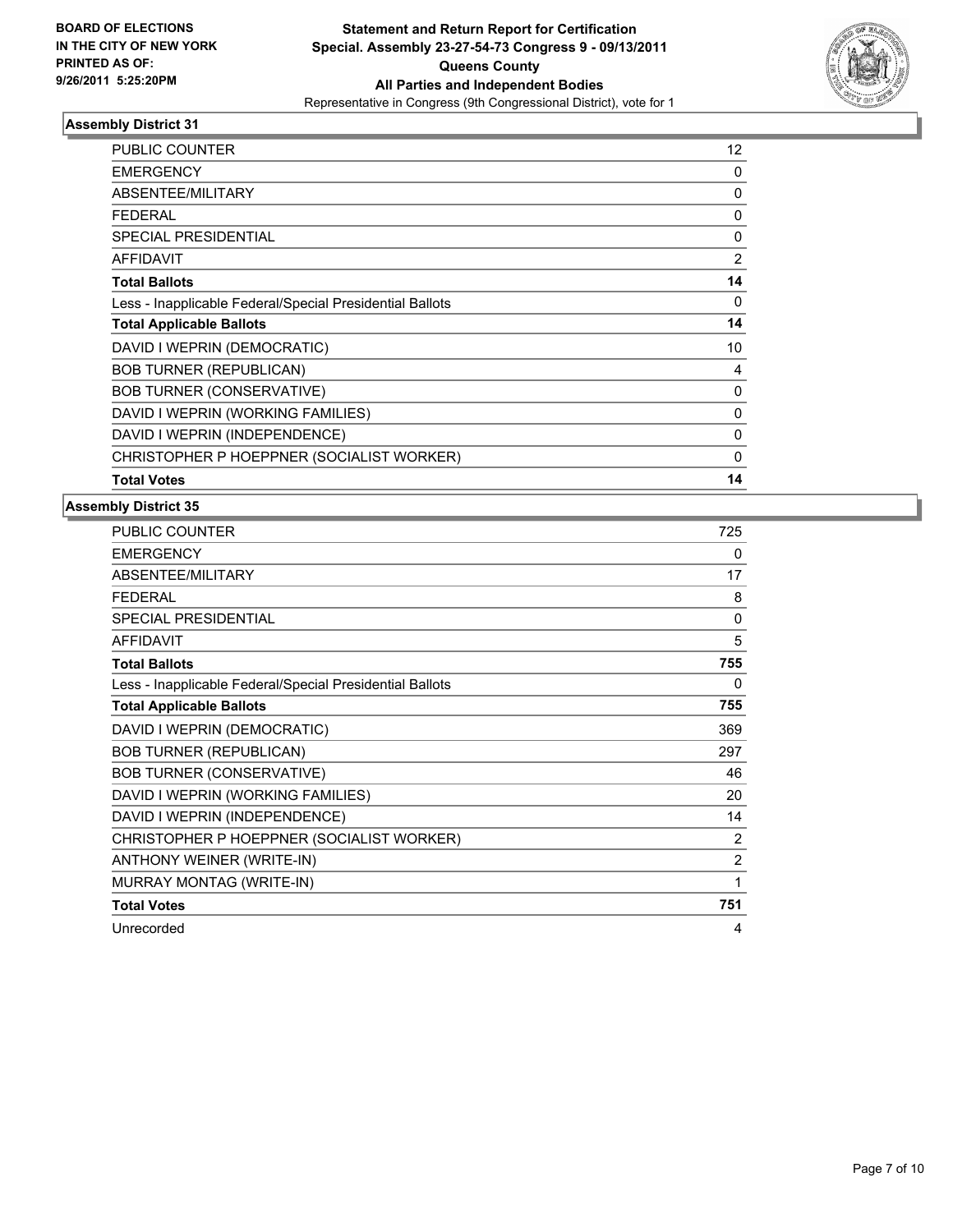**BOARD OF ELECTIONS IN THE CITY OF NEW YORK PRINTED AS OF: 9/26/2011 5:25:20PM**

**Statement and Return Report for Certification Special. Assembly 23-27-54-73 Congress 9 - 09/13/2011 Queens County All Parties and Independent Bodies**

Representative in Congress (9th Congressional District), vote for 1

### Assembly District 31

| | |
|---|---|
| PUBLIC COUNTER | 12 |
| EMERGENCY | 0 |
| ABSENTEE/MILITARY | 0 |
| FEDERAL | 0 |
| SPECIAL PRESIDENTIAL | 0 |
| AFFIDAVIT | 2 |
| **Total Ballots** | **14** |
| Less - Inapplicable Federal/Special Presidential Ballots | 0 |
| **Total Applicable Ballots** | **14** |
| DAVID I WEPRIN (DEMOCRATIC) | 10 |
| BOB TURNER (REPUBLICAN) | 4 |
| BOB TURNER (CONSERVATIVE) | 0 |
| DAVID I WEPRIN (WORKING FAMILIES) | 0 |
| DAVID I WEPRIN (INDEPENDENCE) | 0 |
| CHRISTOPHER P HOEPPNER (SOCIALIST WORKER) | 0 |
| **Total Votes** | **14** |

### Assembly District 35

| | |
|---|---|
| PUBLIC COUNTER | 725 |
| EMERGENCY | 0 |
| ABSENTEE/MILITARY | 17 |
| FEDERAL | 8 |
| SPECIAL PRESIDENTIAL | 0 |
| AFFIDAVIT | 5 |
| **Total Ballots** | **755** |
| Less - Inapplicable Federal/Special Presidential Ballots | 0 |
| **Total Applicable Ballots** | **755** |
| DAVID I WEPRIN (DEMOCRATIC) | 369 |
| BOB TURNER (REPUBLICAN) | 297 |
| BOB TURNER (CONSERVATIVE) | 46 |
| DAVID I WEPRIN (WORKING FAMILIES) | 20 |
| DAVID I WEPRIN (INDEPENDENCE) | 14 |
| CHRISTOPHER P HOEPPNER (SOCIALIST WORKER) | 2 |
| ANTHONY WEINER (WRITE-IN) | 2 |
| MURRAY MONTAG (WRITE-IN) | 1 |
| **Total Votes** | **751** |
| Unrecorded | 4 |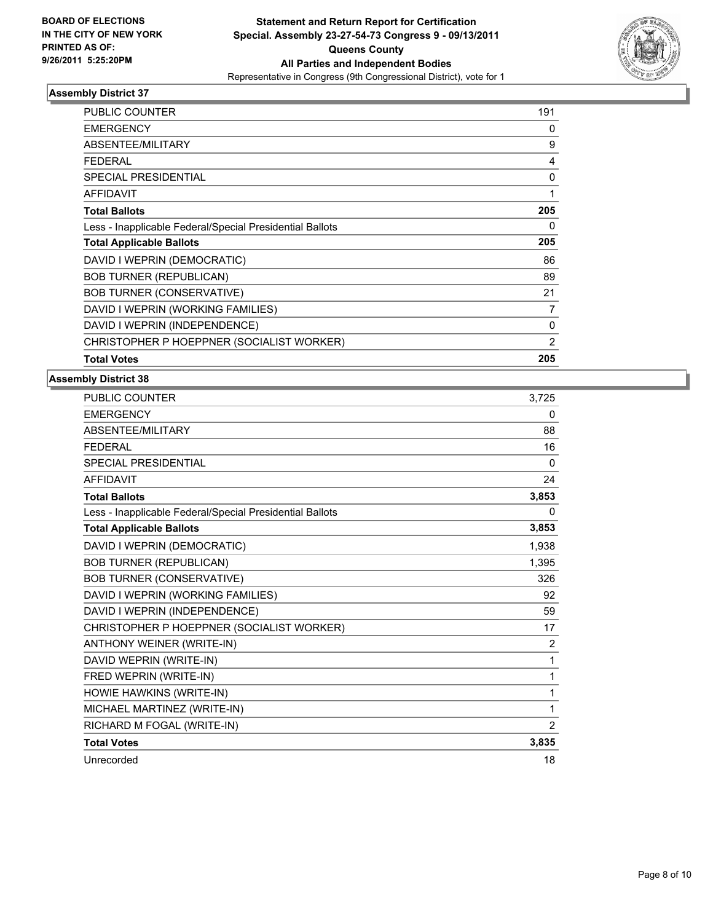**BOARD OF ELECTIONS IN THE CITY OF NEW YORK PRINTED AS OF: 9/26/2011 5:25:20PM**

**Statement and Return Report for Certification Special. Assembly 23-27-54-73 Congress 9 - 09/13/2011 Queens County All Parties and Independent Bodies**

Representative in Congress (9th Congressional District), vote for 1

## Assembly District 37

| | |
|---|---|
| PUBLIC COUNTER | 191 |
| EMERGENCY | 0 |
| ABSENTEE/MILITARY | 9 |
| FEDERAL | 4 |
| SPECIAL PRESIDENTIAL | 0 |
| AFFIDAVIT | 1 |
| **Total Ballots** | **205** |
| Less - Inapplicable Federal/Special Presidential Ballots | 0 |
| **Total Applicable Ballots** | **205** |
| DAVID I WEPRIN (DEMOCRATIC) | 86 |
| BOB TURNER (REPUBLICAN) | 89 |
| BOB TURNER (CONSERVATIVE) | 21 |
| DAVID I WEPRIN (WORKING FAMILIES) | 7 |
| DAVID I WEPRIN (INDEPENDENCE) | 0 |
| CHRISTOPHER P HOEPPNER (SOCIALIST WORKER) | 2 |
| **Total Votes** | **205** |

## Assembly District 38

| | |
|---|---|
| PUBLIC COUNTER | 3,725 |
| EMERGENCY | 0 |
| ABSENTEE/MILITARY | 88 |
| FEDERAL | 16 |
| SPECIAL PRESIDENTIAL | 0 |
| AFFIDAVIT | 24 |
| **Total Ballots** | **3,853** |
| Less - Inapplicable Federal/Special Presidential Ballots | 0 |
| **Total Applicable Ballots** | **3,853** |
| DAVID I WEPRIN (DEMOCRATIC) | 1,938 |
| BOB TURNER (REPUBLICAN) | 1,395 |
| BOB TURNER (CONSERVATIVE) | 326 |
| DAVID I WEPRIN (WORKING FAMILIES) | 92 |
| DAVID I WEPRIN (INDEPENDENCE) | 59 |
| CHRISTOPHER P HOEPPNER (SOCIALIST WORKER) | 17 |
| ANTHONY WEINER (WRITE-IN) | 2 |
| DAVID WEPRIN (WRITE-IN) | 1 |
| FRED WEPRIN (WRITE-IN) | 1 |
| HOWIE HAWKINS (WRITE-IN) | 1 |
| MICHAEL MARTINEZ (WRITE-IN) | 1 |
| RICHARD M FOGAL (WRITE-IN) | 2 |
| **Total Votes** | **3,835** |
| Unrecorded | 18 |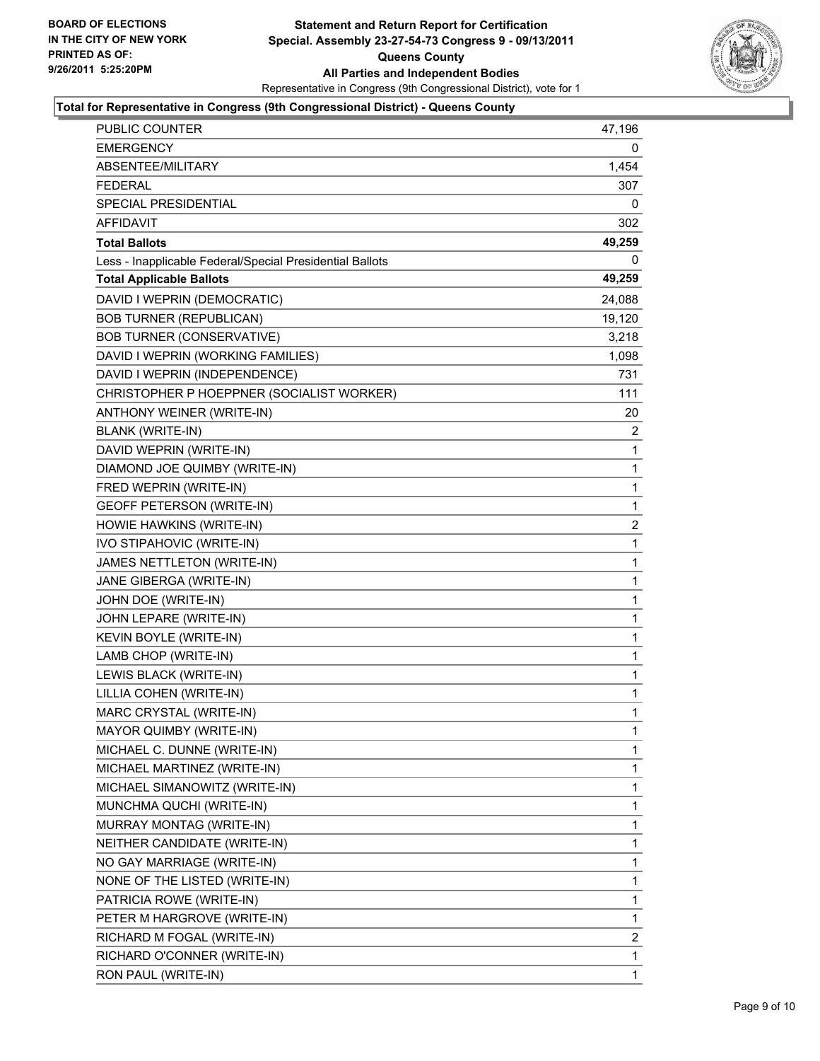**BOARD OF ELECTIONS IN THE CITY OF NEW YORK PRINTED AS OF: 9/26/2011 5:25:20PM**

**Statement and Return Report for Certification**
**Special. Assembly 23-27-54-73 Congress 9 - 09/13/2011**
**Queens County**
**All Parties and Independent Bodies**
Representative in Congress (9th Congressional District), vote for 1

**Total for Representative in Congress (9th Congressional District) - Queens County**

| | |
|---|---|
| PUBLIC COUNTER | 47,196 |
| EMERGENCY | 0 |
| ABSENTEE/MILITARY | 1,454 |
| FEDERAL | 307 |
| SPECIAL PRESIDENTIAL | 0 |
| AFFIDAVIT | 302 |
| **Total Ballots** | **49,259** |
| Less - Inapplicable Federal/Special Presidential Ballots | 0 |
| **Total Applicable Ballots** | **49,259** |
| DAVID I WEPRIN (DEMOCRATIC) | 24,088 |
| BOB TURNER (REPUBLICAN) | 19,120 |
| BOB TURNER (CONSERVATIVE) | 3,218 |
| DAVID I WEPRIN (WORKING FAMILIES) | 1,098 |
| DAVID I WEPRIN (INDEPENDENCE) | 731 |
| CHRISTOPHER P HOEPPNER (SOCIALIST WORKER) | 111 |
| ANTHONY WEINER (WRITE-IN) | 20 |
| BLANK (WRITE-IN) | 2 |
| DAVID WEPRIN (WRITE-IN) | 1 |
| DIAMOND JOE QUIMBY (WRITE-IN) | 1 |
| FRED WEPRIN (WRITE-IN) | 1 |
| GEOFF PETERSON (WRITE-IN) | 1 |
| HOWIE HAWKINS (WRITE-IN) | 2 |
| IVO STIPAHOVIC (WRITE-IN) | 1 |
| JAMES NETTLETON (WRITE-IN) | 1 |
| JANE GIBERGA (WRITE-IN) | 1 |
| JOHN DOE (WRITE-IN) | 1 |
| JOHN LEPARE (WRITE-IN) | 1 |
| KEVIN BOYLE (WRITE-IN) | 1 |
| LAMB CHOP (WRITE-IN) | 1 |
| LEWIS BLACK (WRITE-IN) | 1 |
| LILLIA COHEN (WRITE-IN) | 1 |
| MARC CRYSTAL (WRITE-IN) | 1 |
| MAYOR QUIMBY (WRITE-IN) | 1 |
| MICHAEL C. DUNNE (WRITE-IN) | 1 |
| MICHAEL MARTINEZ (WRITE-IN) | 1 |
| MICHAEL SIMANOWITZ (WRITE-IN) | 1 |
| MUNCHMA QUCHI (WRITE-IN) | 1 |
| MURRAY MONTAG (WRITE-IN) | 1 |
| NEITHER CANDIDATE (WRITE-IN) | 1 |
| NO GAY MARRIAGE (WRITE-IN) | 1 |
| NONE OF THE LISTED (WRITE-IN) | 1 |
| PATRICIA ROWE (WRITE-IN) | 1 |
| PETER M HARGROVE (WRITE-IN) | 1 |
| RICHARD M FOGAL (WRITE-IN) | 2 |
| RICHARD O'CONNER (WRITE-IN) | 1 |
| RON PAUL (WRITE-IN) | 1 |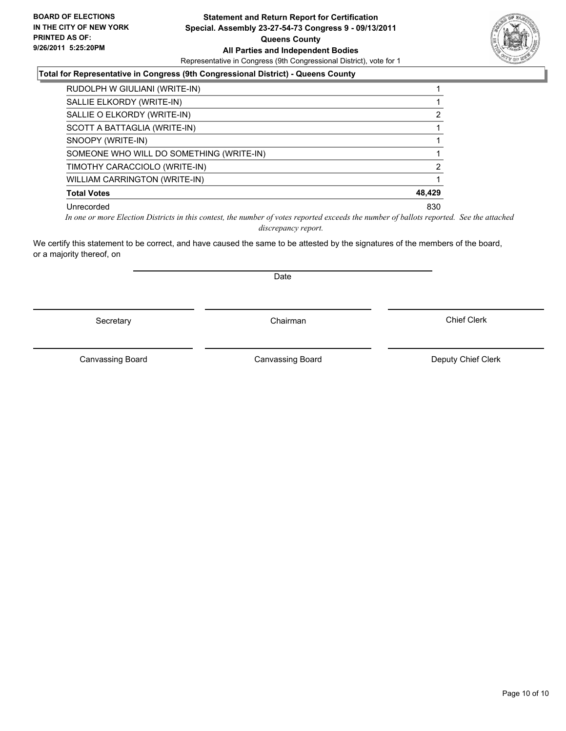**BOARD OF ELECTIONS IN THE CITY OF NEW YORK PRINTED AS OF: 9/26/2011 5:25:20PM**

**Statement and Return Report for Certification**
**Special. Assembly 23-27-54-73 Congress 9 - 09/13/2011**
**Queens County**
**All Parties and Independent Bodies**
Representative in Congress (9th Congressional District), vote for 1

**Total for Representative in Congress (9th Congressional District) - Queens County**

| | |
|---|---|
| RUDOLPH W GIULIANI (WRITE-IN) | 1 |
| SALLIE ELKORDY (WRITE-IN) | 1 |
| SALLIE O ELKORDY (WRITE-IN) | 2 |
| SCOTT A BATTAGLIA (WRITE-IN) | 1 |
| SNOOPY (WRITE-IN) | 1 |
| SOMEONE WHO WILL DO SOMETHING (WRITE-IN) | 1 |
| TIMOTHY CARACCIOLO (WRITE-IN) | 2 |
| WILLIAM CARRINGTON (WRITE-IN) | 1 |
| **Total Votes** | **48,429** |
| Unrecorded | 830 |

*In one or more Election Districts in this contest, the number of votes reported exceeds the number of ballots reported. See the attached discrepancy report.*

We certify this statement to be correct, and have caused the same to be attested by the signatures of the members of the board, or a majority thereof, on

Date

Secretary | Chairman | Chief Clerk

Canvassing Board | Canvassing Board | Deputy Chief Clerk